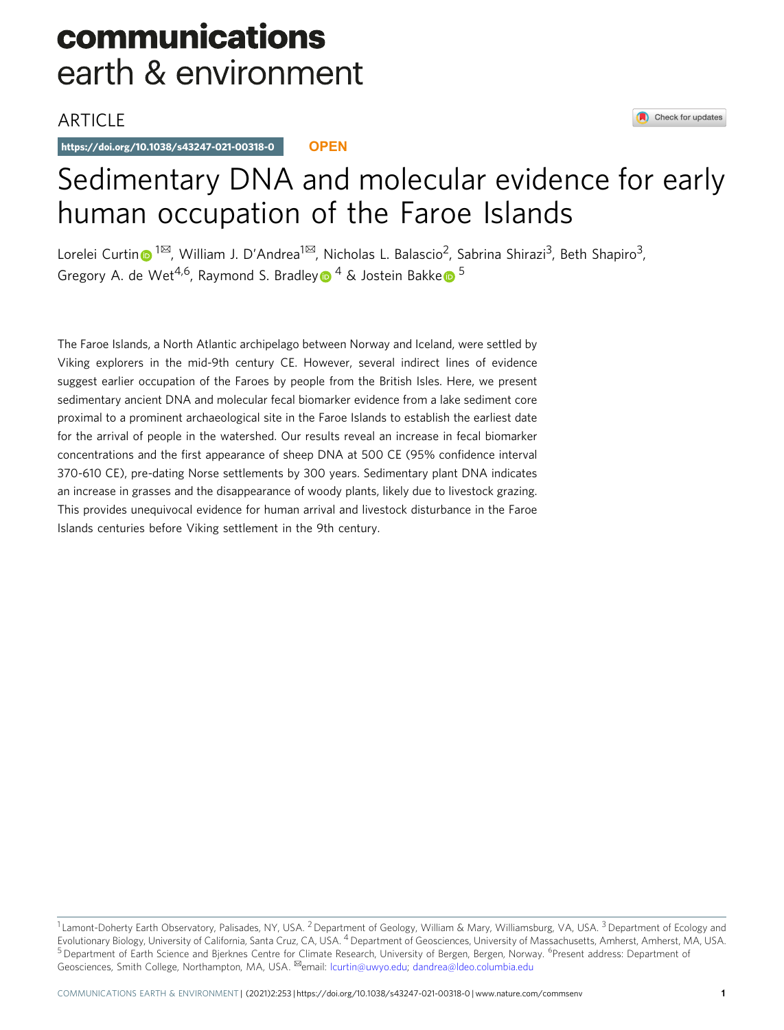# Sedimentary DNA and molecular evidence for early human occupation of the Faroe Islands

Lorelei Curtin[1✉], William J. D'Andrea[1✉], Nicholas L. Balascio[2], Sabrina Shirazi[3], Beth Shapiro[3], Gregory A. de Wet[4,6], Raymond S. Bradley[4] & Jostein Bakke[5]

The Faroe Islands, a North Atlantic archipelago between Norway and Iceland, were settled by Viking explorers in the mid-9th century CE. However, several indirect lines of evidence suggest earlier occupation of the Faroes by people from the British Isles. Here, we present sedimentary ancient DNA and molecular fecal biomarker evidence from a lake sediment core proximal to a prominent archaeological site in the Faroe Islands to establish the earliest date for the arrival of people in the watershed. Our results reveal an increase in fecal biomarker concentrations and the first appearance of sheep DNA at 500 CE (95% confidence interval 370-610 CE), pre-dating Norse settlements by 300 years. Sedimentary plant DNA indicates an increase in grasses and the disappearance of woody plants, likely due to livestock grazing. This provides unequivocal evidence for human arrival and livestock disturbance in the Faroe Islands centuries before Viking settlement in the 9th century.

[1] Lamont-Doherty Earth Observatory, Palisades, NY, USA. [2] Department of Geology, William & Mary, Williamsburg, VA, USA. [3] Department of Ecology and Evolutionary Biology, University of California, Santa Cruz, CA, USA. [4] Department of Geosciences, University of Massachusetts, Amherst, Amherst, MA, USA. [5] Department of Earth Science and Bjerknes Centre for Climate Research, University of Bergen, Bergen, Norway. [6] Present address: Department of Geosciences, Smith College, Northampton, MA, USA. ✉email: lcurtin@uwyo.edu; dandrea@ldeo.columbia.edu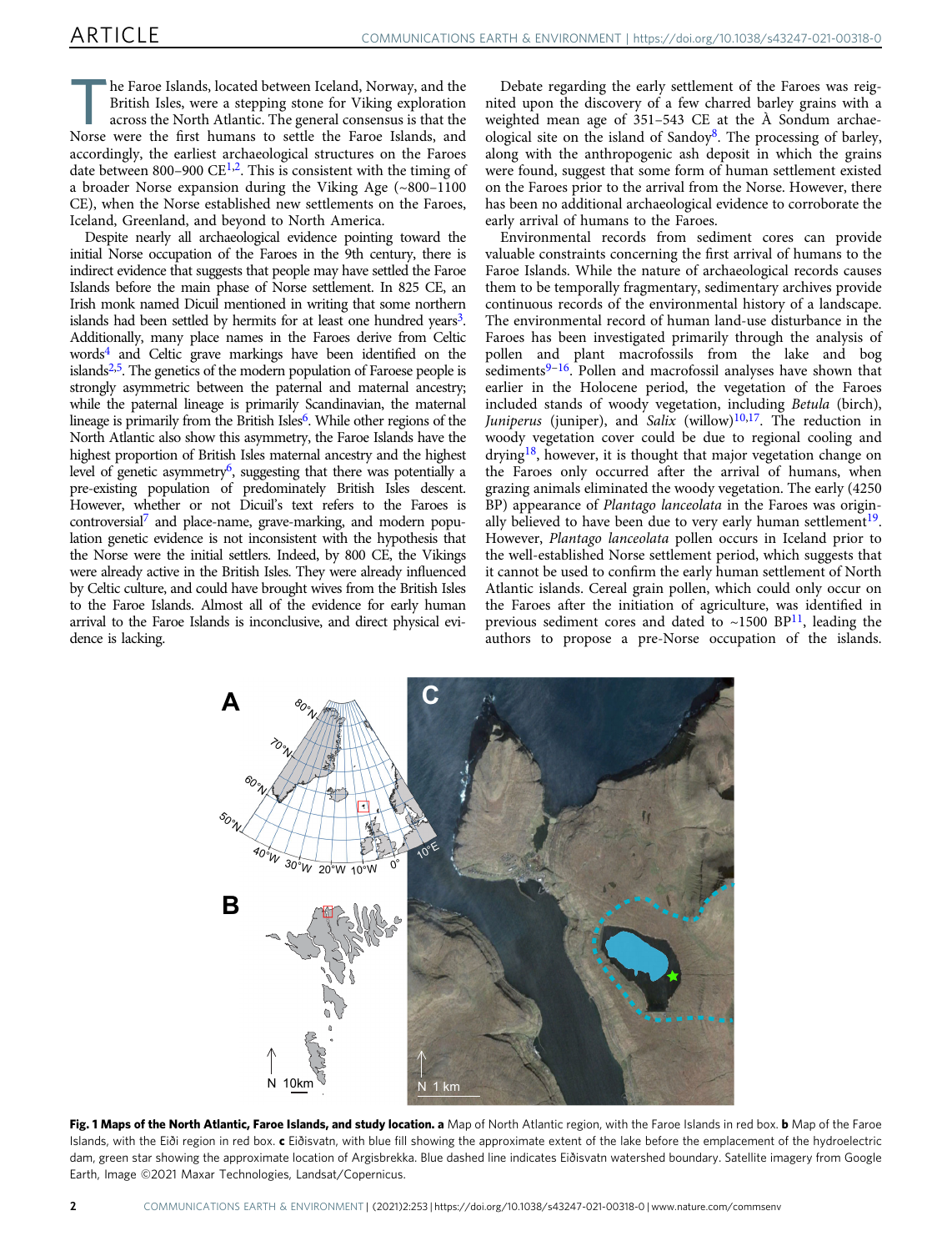The Faroe Islands, located between Iceland, Norway, and the British Isles, were a stepping stone for Viking exploration across the North Atlantic. The general consensus is that the Norse were the first humans to settle the Faroe Islands, and accordingly, the earliest archaeological structures on the Faroes date between 800–900 CE[1,2]. This is consistent with the timing of a broader Norse expansion during the Viking Age (~800–1100 CE), when the Norse established new settlements on the Faroes, Iceland, Greenland, and beyond to North America.

Despite nearly all archaeological evidence pointing toward the initial Norse occupation of the Faroes in the 9th century, there is indirect evidence that suggests that people may have settled the Faroe Islands before the main phase of Norse settlement. In 825 CE, an Irish monk named Dicuil mentioned in writing that some northern islands had been settled by hermits for at least one hundred years[3]. Additionally, many place names in the Faroes derive from Celtic words[4] and Celtic grave markings have been identified on the islands[2,5]. The genetics of the modern population of Faroese people is strongly asymmetric between the paternal and maternal ancestry; while the paternal lineage is primarily Scandinavian, the maternal lineage is primarily from the British Isles[6]. While other regions of the North Atlantic also show this asymmetry, the Faroe Islands have the highest proportion of British Isles maternal ancestry and the highest level of genetic asymmetry[6], suggesting that there was potentially a pre-existing population of predominately British Isles descent. However, whether or not Dicuil's text refers to the Faroes is controversial[7] and place-name, grave-marking, and modern population genetic evidence is not inconsistent with the hypothesis that the Norse were the initial settlers. Indeed, by 800 CE, the Vikings were already active in the British Isles. They were already influenced by Celtic culture, and could have brought wives from the British Isles to the Faroe Islands. Almost all of the evidence for early human arrival to the Faroe Islands is inconclusive, and direct physical evidence is lacking.

Debate regarding the early settlement of the Faroes was reignited upon the discovery of a few charred barley grains with a weighted mean age of 351–543 CE at the À Sondum archaeological site on the island of Sandoy[8]. The processing of barley, along with the anthropogenic ash deposit in which the grains were found, suggest that some form of human settlement existed on the Faroes prior to the arrival from the Norse. However, there has been no additional archaeological evidence to corroborate the early arrival of humans to the Faroes.

Environmental records from sediment cores can provide valuable constraints concerning the first arrival of humans to the Faroe Islands. While the nature of archaeological records causes them to be temporally fragmentary, sedimentary archives provide continuous records of the environmental history of a landscape. The environmental record of human land-use disturbance in the Faroes has been investigated primarily through the analysis of pollen and plant macrofossils from the lake and bog sediments[9–16]. Pollen and macrofossil analyses have shown that earlier in the Holocene period, the vegetation of the Faroes included stands of woody vegetation, including *Betula* (birch), *Juniperus* (juniper), and *Salix* (willow)[10,17]. The reduction in woody vegetation cover could be due to regional cooling and drying[18], however, it is thought that major vegetation change on the Faroes only occurred after the arrival of humans, when grazing animals eliminated the woody vegetation. The early (4250 BP) appearance of *Plantago lanceolata* in the Faroes was originally believed to have been due to very early human settlement[19]. However, *Plantago lanceolata* pollen occurs in Iceland prior to the well-established Norse settlement period, which suggests that it cannot be used to confirm the early human settlement of North Atlantic islands. Cereal grain pollen, which could only occur on the Faroes after the initiation of agriculture, was identified in previous sediment cores and dated to ~1500 BP[11], leading the authors to propose a pre-Norse occupation of the islands.

**Fig. 1 Maps of the North Atlantic, Faroe Islands, and study location.** **a** Map of North Atlantic region, with the Faroe Islands in red box. **b** Map of the Faroe Islands, with the Eiði region in red box. **c** Eiðisvatn, with blue fill showing the approximate extent of the lake before the emplacement of the hydroelectric dam, green star showing the approximate location of Argisbrekka. Blue dashed line indicates Eiðisvatn watershed boundary. Satellite imagery from Google Earth, Image ©2021 Maxar Technologies, Landsat/Copernicus.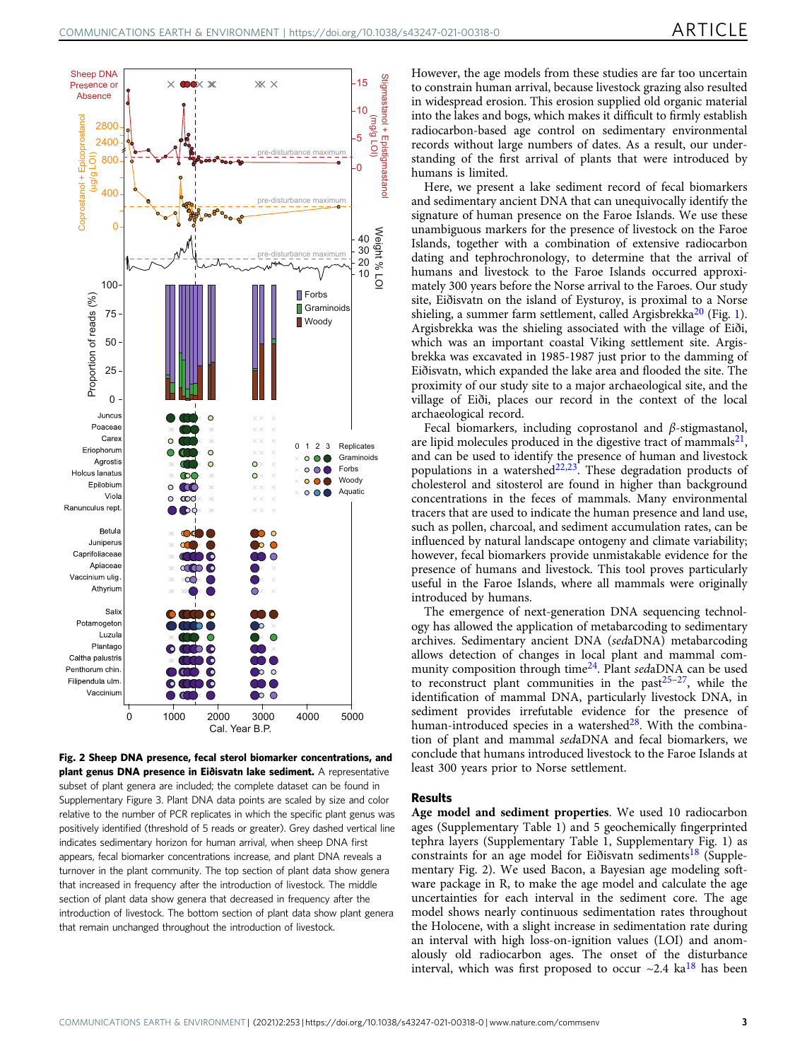**Fig. 2 Sheep DNA presence, fecal sterol biomarker concentrations, and plant genus DNA presence in Eiðisvatn lake sediment.** A representative subset of plant genera are included; the complete dataset can be found in Supplementary Figure 3. Plant DNA data points are scaled by size and color relative to the number of PCR replicates in which the specific plant genus was positively identified (threshold of 5 reads or greater). Grey dashed vertical line indicates sedimentary horizon for human arrival, when sheep DNA first appears, fecal biomarker concentrations increase, and plant DNA reveals a turnover in the plant community. The top section of plant data show genera that increased in frequency after the introduction of livestock. The middle section of plant data show genera that decreased in frequency after the introduction of livestock. The bottom section of plant data show plant genera that remain unchanged throughout the introduction of livestock.

However, the age models from these studies are far too uncertain to constrain human arrival, because livestock grazing also resulted in widespread erosion. This erosion supplied old organic material into the lakes and bogs, which makes it difficult to firmly establish radiocarbon-based age control on sedimentary environmental records without large numbers of dates. As a result, our understanding of the first arrival of plants that were introduced by humans is limited.

Here, we present a lake sediment record of fecal biomarkers and sedimentary ancient DNA that can unequivocally identify the signature of human presence on the Faroe Islands. We use these unambiguous markers for the presence of livestock on the Faroe Islands, together with a combination of extensive radiocarbon dating and tephrochronology, to determine that the arrival of humans and livestock to the Faroe Islands occurred approximately 300 years before the Norse arrival to the Faroes. Our study site, Eiðisvatn on the island of Eysturoy, is proximal to a Norse shieling, a summer farm settlement, called Argisbrekka[20] (Fig. 1). Argisbrekka was the shieling associated with the village of Eiði, which was an important coastal Viking settlement site. Argisbrekka was excavated in 1985-1987 just prior to the damming of Eiðisvatn, which expanded the lake area and flooded the site. The proximity of our study site to a major archaeological site, and the village of Eiði, places our record in the context of the local archaeological record.

Fecal biomarkers, including coprostanol and β-stigmastanol, are lipid molecules produced in the digestive tract of mammals[21], and can be used to identify the presence of human and livestock populations in a watershed[22,23]. These degradation products of cholesterol and sitosterol are found in higher than background concentrations in the feces of mammals. Many environmental tracers that are used to indicate the human presence and land use, such as pollen, charcoal, and sediment accumulation rates, can be influenced by natural landscape ontogeny and climate variability; however, fecal biomarkers provide unmistakable evidence for the presence of humans and livestock. This tool proves particularly useful in the Faroe Islands, where all mammals were originally introduced by humans.

The emergence of next-generation DNA sequencing technology has allowed the application of metabarcoding to sedimentary archives. Sedimentary ancient DNA (*sed*aDNA) metabarcoding allows detection of changes in local plant and mammal community composition through time[24]. Plant *sed*aDNA can be used to reconstruct plant communities in the past[25–27], while the identification of mammal DNA, particularly livestock DNA, in sediment provides irrefutable evidence for the presence of human-introduced species in a watershed[28]. With the combination of plant and mammal *sed*aDNA and fecal biomarkers, we conclude that humans introduced livestock to the Faroe Islands at least 300 years prior to Norse settlement.

## Results

**Age model and sediment properties**. We used 10 radiocarbon ages (Supplementary Table 1) and 5 geochemically fingerprinted tephra layers (Supplementary Table 1, Supplementary Fig. 1) as constraints for an age model for Eiðisvatn sediments[18] (Supplementary Fig. 2). We used Bacon, a Bayesian age modeling software package in R, to make the age model and calculate the age uncertainties for each interval in the sediment core. The age model shows nearly continuous sedimentation rates throughout the Holocene, with a slight increase in sedimentation rate during an interval with high loss-on-ignition values (LOI) and anomalously old radiocarbon ages. The onset of the disturbance interval, which was first proposed to occur ~2.4 ka[18] has been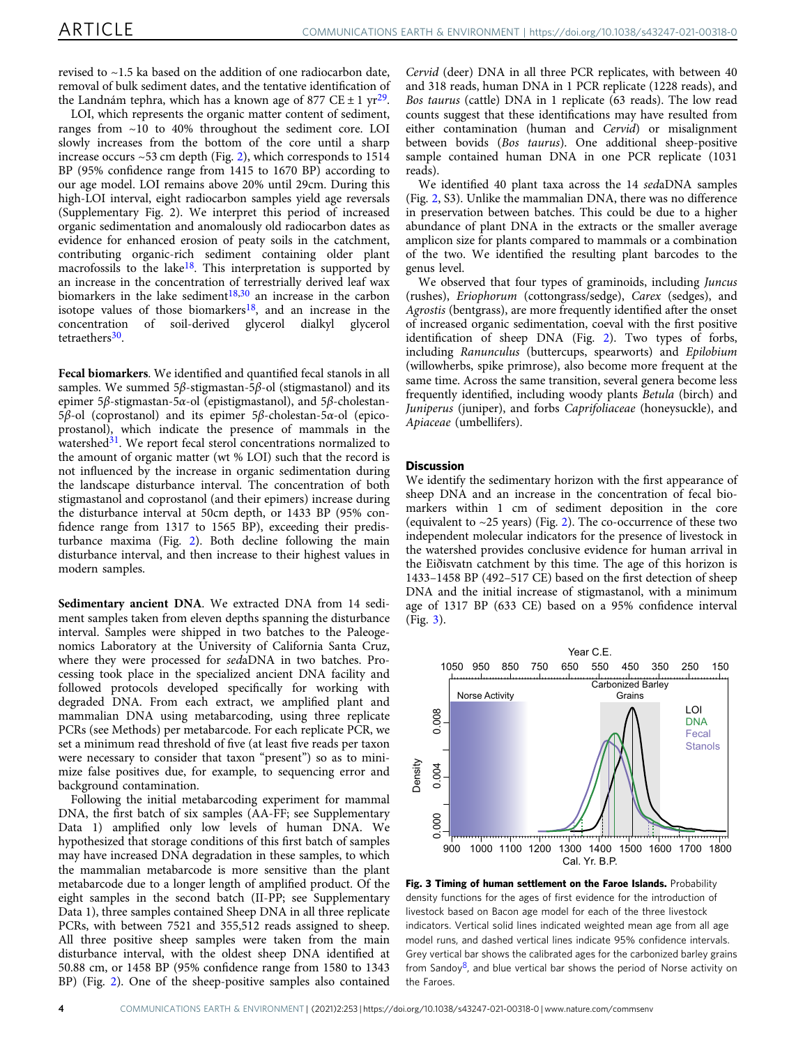revised to ~1.5 ka based on the addition of one radiocarbon date, removal of bulk sediment dates, and the tentative identification of the Landnám tephra, which has a known age of 877 CE ± 1 yr[29].

LOI, which represents the organic matter content of sediment, ranges from ~10 to 40% throughout the sediment core. LOI slowly increases from the bottom of the core until a sharp increase occurs ~53 cm depth (Fig. 2), which corresponds to 1514 BP (95% confidence range from 1415 to 1670 BP) according to our age model. LOI remains above 20% until 29cm. During this high-LOI interval, eight radiocarbon samples yield age reversals (Supplementary Fig. 2). We interpret this period of increased organic sedimentation and anomalously old radiocarbon dates as evidence for enhanced erosion of peaty soils in the catchment, contributing organic-rich sediment containing older plant macrofossils to the lake[18]. This interpretation is supported by an increase in the concentration of terrestrially derived leaf wax biomarkers in the lake sediment[18,30] an increase in the carbon isotope values of those biomarkers[18], and an increase in the concentration of soil-derived glycerol dialkyl glycerol tetraethers[30].

**Fecal biomarkers**. We identified and quantified fecal stanols in all samples. We summed 5$\beta$-stigmastan-5$\beta$-ol (stigmastanol) and its epimer 5$\beta$-stigmastan-5$\alpha$-ol (epistigmastanol), and 5$\beta$-cholestan-5$\beta$-ol (coprostanol) and its epimer 5$\beta$-cholestan-5$\alpha$-ol (epicoprostanol), which indicate the presence of mammals in the watershed[31]. We report fecal sterol concentrations normalized to the amount of organic matter (wt % LOI) such that the record is not influenced by the increase in organic sedimentation during the landscape disturbance interval. The concentration of both stigmastanol and coprostanol (and their epimers) increase during the disturbance interval at 50cm depth, or 1433 BP (95% confidence range from 1317 to 1565 BP), exceeding their predisturbance maxima (Fig. 2). Both decline following the main disturbance interval, and then increase to their highest values in modern samples.

**Sedimentary ancient DNA**. We extracted DNA from 14 sediment samples taken from eleven depths spanning the disturbance interval. Samples were shipped in two batches to the Paleogenomics Laboratory at the University of California Santa Cruz, where they were processed for *sed*aDNA in two batches. Processing took place in the specialized ancient DNA facility and followed protocols developed specifically for working with degraded DNA. From each extract, we amplified plant and mammalian DNA using metabarcoding, using three replicate PCRs (see Methods) per metabarcode. For each replicate PCR, we set a minimum read threshold of five (at least five reads per taxon were necessary to consider that taxon "present") so as to minimize false positives due, for example, to sequencing error and background contamination.

Following the initial metabarcoding experiment for mammal DNA, the first batch of six samples (AA-FF; see Supplementary Data 1) amplified only low levels of human DNA. We hypothesized that storage conditions of this first batch of samples may have increased DNA degradation in these samples, to which the mammalian metabarcode is more sensitive than the plant metabarcode due to a longer length of amplified product. Of the eight samples in the second batch (II-PP; see Supplementary Data 1), three samples contained Sheep DNA in all three replicate PCRs, with between 7521 and 355,512 reads assigned to sheep. All three positive sheep samples were taken from the main disturbance interval, with the oldest sheep DNA identified at 50.88 cm, or 1458 BP (95% confidence range from 1580 to 1343 BP) (Fig. 2). One of the sheep-positive samples also contained *Cervid* (deer) DNA in all three PCR replicates, with between 40 and 318 reads, human DNA in 1 PCR replicate (1228 reads), and *Bos taurus* (cattle) DNA in 1 replicate (63 reads). The low read counts suggest that these identifications may have resulted from either contamination (human and *Cervid*) or misalignment between bovids (*Bos taurus*). One additional sheep-positive sample contained human DNA in one PCR replicate (1031 reads).

We identified 40 plant taxa across the 14 *sed*aDNA samples (Fig. 2, S3). Unlike the mammalian DNA, there was no difference in preservation between batches. This could be due to a higher abundance of plant DNA in the extracts or the smaller average amplicon size for plants compared to mammals or a combination of the two. We identified the resulting plant barcodes to the genus level.

We observed that four types of graminoids, including *Juncus* (rushes), *Eriophorum* (cottongrass/sedge), *Carex* (sedges), and *Agrostis* (bentgrass), are more frequently identified after the onset of increased organic sedimentation, coeval with the first positive identification of sheep DNA (Fig. 2). Two types of forbs, including *Ranunculus* (buttercups, spearworts) and *Epilobium* (willowherbs, spike primrose), also become more frequent at the same time. Across the same transition, several genera become less frequently identified, including woody plants *Betula* (birch) and *Juniperus* (juniper), and forbs *Caprifoliaceae* (honeysuckle), and *Apiaceae* (umbellifers).

## Discussion

We identify the sedimentary horizon with the first appearance of sheep DNA and an increase in the concentration of fecal biomarkers within 1 cm of sediment deposition in the core (equivalent to ~25 years) (Fig. 2). The co-occurrence of these two independent molecular indicators for the presence of livestock in the watershed provides conclusive evidence for human arrival in the Eiðisvatn catchment by this time. The age of this horizon is 1433–1458 BP (492–517 CE) based on the first detection of sheep DNA and the initial increase of stigmastanol, with a minimum age of 1317 BP (633 CE) based on a 95% confidence interval (Fig. 3).

**Fig. 3 Timing of human settlement on the Faroe Islands.** Probability density functions for the ages of first evidence for the introduction of livestock based on Bacon age model for each of the three livestock indicators. Vertical solid lines indicated weighted mean age from all age model runs, and dashed vertical lines indicate 95% confidence intervals. Grey vertical bar shows the calibrated ages for the carbonized barley grains from Sandoy[8], and blue vertical bar shows the period of Norse activity on the Faroes.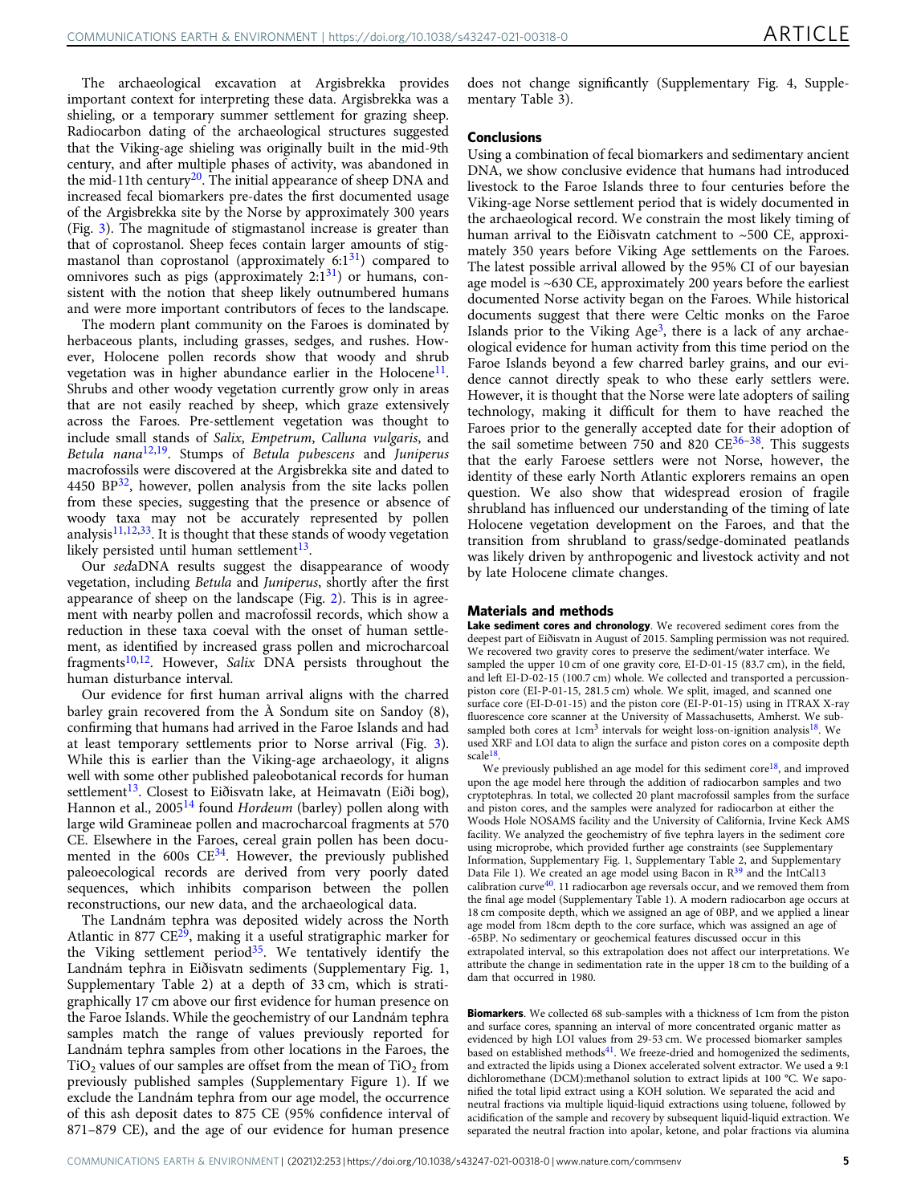The archaeological excavation at Argisbrekka provides important context for interpreting these data. Argisbrekka was a shieling, or a temporary summer settlement for grazing sheep. Radiocarbon dating of the archaeological structures suggested that the Viking-age shieling was originally built in the mid-9th century, and after multiple phases of activity, was abandoned in the mid-11th century[20]. The initial appearance of sheep DNA and increased fecal biomarkers pre-dates the first documented usage of the Argisbrekka site by the Norse by approximately 300 years (Fig. 3). The magnitude of stigmastanol increase is greater than that of coprostanol. Sheep feces contain larger amounts of stigmastanol than coprostanol (approximately 6:1[31]) compared to omnivores such as pigs (approximately 2:1[31]) or humans, consistent with the notion that sheep likely outnumbered humans and were more important contributors of feces to the landscape.

The modern plant community on the Faroes is dominated by herbaceous plants, including grasses, sedges, and rushes. However, Holocene pollen records show that woody and shrub vegetation was in higher abundance earlier in the Holocene[11]. Shrubs and other woody vegetation currently grow only in areas that are not easily reached by sheep, which graze extensively across the Faroes. Pre-settlement vegetation was thought to include small stands of *Salix*, *Empetrum*, *Calluna vulgaris*, and *Betula nana*[12,19]. Stumps of *Betula pubescens* and *Juniperus* macrofossils were discovered at the Argisbrekka site and dated to 4450 BP[32], however, pollen analysis from the site lacks pollen from these species, suggesting that the presence or absence of woody taxa may not be accurately represented by pollen analysis[11,12,33]. It is thought that these stands of woody vegetation likely persisted until human settlement[13].

Our *sed*aDNA results suggest the disappearance of woody vegetation, including *Betula* and *Juniperus*, shortly after the first appearance of sheep on the landscape (Fig. 2). This is in agreement with nearby pollen and macrofossil records, which show a reduction in these taxa coeval with the onset of human settlement, as identified by increased grass pollen and microcharcoal fragments[10,12]. However, *Salix* DNA persists throughout the human disturbance interval.

Our evidence for first human arrival aligns with the charred barley grain recovered from the À Sondum site on Sandoy (8), confirming that humans had arrived in the Faroe Islands and had at least temporary settlements prior to Norse arrival (Fig. 3). While this is earlier than the Viking-age archaeology, it aligns well with some other published paleobotanical records for human settlement[13]. Closest to Eiðisvatn lake, at Heimavatn (Eiði bog), Hannon et al., 2005[14] found *Hordeum* (barley) pollen along with large wild Gramineae pollen and macrocharcoal fragments at 570 CE. Elsewhere in the Faroes, cereal grain pollen has been documented in the 600s CE[34]. However, the previously published paleoecological records are derived from very poorly dated sequences, which inhibits comparison between the pollen reconstructions, our new data, and the archaeological data.

The Landnám tephra was deposited widely across the North Atlantic in 877 CE[29], making it a useful stratigraphic marker for the Viking settlement period[35]. We tentatively identify the Landnám tephra in Eiðisvatn sediments (Supplementary Fig. 1, Supplementary Table 2) at a depth of 33 cm, which is stratigraphically 17 cm above our first evidence for human presence on the Faroe Islands. While the geochemistry of our Landnám tephra samples match the range of values previously reported for Landnám tephra samples from other locations in the Faroes, the $TiO_2$ values of our samples are offset from the mean of $TiO_2$ from previously published samples (Supplementary Figure 1). If we exclude the Landnám tephra from our age model, the occurrence of this ash deposit dates to 875 CE (95% confidence interval of 871–879 CE), and the age of our evidence for human presence does not change significantly (Supplementary Fig. 4, Supplementary Table 3).

## Conclusions

Using a combination of fecal biomarkers and sedimentary ancient DNA, we show conclusive evidence that humans had introduced livestock to the Faroe Islands three to four centuries before the Viking-age Norse settlement period that is widely documented in the archaeological record. We constrain the most likely timing of human arrival to the Eiðisvatn catchment to ~500 CE, approximately 350 years before Viking Age settlements on the Faroes. The latest possible arrival allowed by the 95% CI of our bayesian age model is ~630 CE, approximately 200 years before the earliest documented Norse activity began on the Faroes. While historical documents suggest that there were Celtic monks on the Faroe Islands prior to the Viking Age[3], there is a lack of any archaeological evidence for human activity from this time period on the Faroe Islands beyond a few charred barley grains, and our evidence cannot directly speak to who these early settlers were. However, it is thought that the Norse were late adopters of sailing technology, making it difficult for them to have reached the Faroes prior to the generally accepted date for their adoption of the sail sometime between 750 and 820 CE[36–38]. This suggests that the early Faroese settlers were not Norse, however, the identity of these early North Atlantic explorers remains an open question. We also show that widespread erosion of fragile shrubland has influenced our understanding of the timing of late Holocene vegetation development on the Faroes, and that the transition from shrubland to grass/sedge-dominated peatlands was likely driven by anthropogenic and livestock activity and not by late Holocene climate changes.

## Materials and methods

**Lake sediment cores and chronology**. We recovered sediment cores from the deepest part of Eiðisvatn in August of 2015. Sampling permission was not required. We recovered two gravity cores to preserve the sediment/water interface. We sampled the upper 10 cm of one gravity core, EI-D-01-15 (83.7 cm), in the field, and left EI-D-02-15 (100.7 cm) whole. We collected and transported a percussion-piston core (EI-P-01-15, 281.5 cm) whole. We split, imaged, and scanned one surface core (EI-D-01-15) and the piston core (EI-P-01-15) using in ITRAX X-ray fluorescence core scanner at the University of Massachusetts, Amherst. We sub-sampled both cores at 1cm$^3$ intervals for weight loss-on-ignition analysis[18]. We used XRF and LOI data to align the surface and piston cores on a composite depth scale[18].

We previously published an age model for this sediment core[18], and improved upon the age model here through the addition of radiocarbon samples and two cryptotephras. In total, we collected 20 plant macrofossil samples from the surface and piston cores, and the samples were analyzed for radiocarbon at either the Woods Hole NOSAMS facility and the University of California, Irvine Keck AMS facility. We analyzed the geochemistry of five tephra layers in the sediment core using microprobe, which provided further age constraints (see Supplementary Information, Supplementary Fig. 1, Supplementary Table 2, and Supplementary Data File 1). We created an age model using Bacon in R[39] and the IntCal13 calibration curve[40]. 11 radiocarbon age reversals occur, and we removed them from the final age model (Supplementary Table 1). A modern radiocarbon age occurs at 18 cm composite depth, which we assigned an age of 0BP, and we applied a linear age model from 18cm depth to the core surface, which was assigned an age of -65BP. No sedimentary or geochemical features discussed occur in this extrapolated interval, so this extrapolation does not affect our interpretations. We attribute the change in sedimentation rate in the upper 18 cm to the building of a dam that occurred in 1980.

**Biomarkers**. We collected 68 sub-samples with a thickness of 1cm from the piston and surface cores, spanning an interval of more concentrated organic matter as evidenced by high LOI values from 29-53 cm. We processed biomarker samples based on established methods[41]. We freeze-dried and homogenized the sediments, and extracted the lipids using a Dionex accelerated solvent extractor. We used a 9:1 dichloromethane (DCM):methanol solution to extract lipids at 100 °C. We saponified the total lipid extract using a KOH solution. We separated the acid and neutral fractions via multiple liquid-liquid extractions using toluene, followed by acidification of the sample and recovery by subsequent liquid-liquid extraction. We separated the neutral fraction into apolar, ketone, and polar fractions via alumina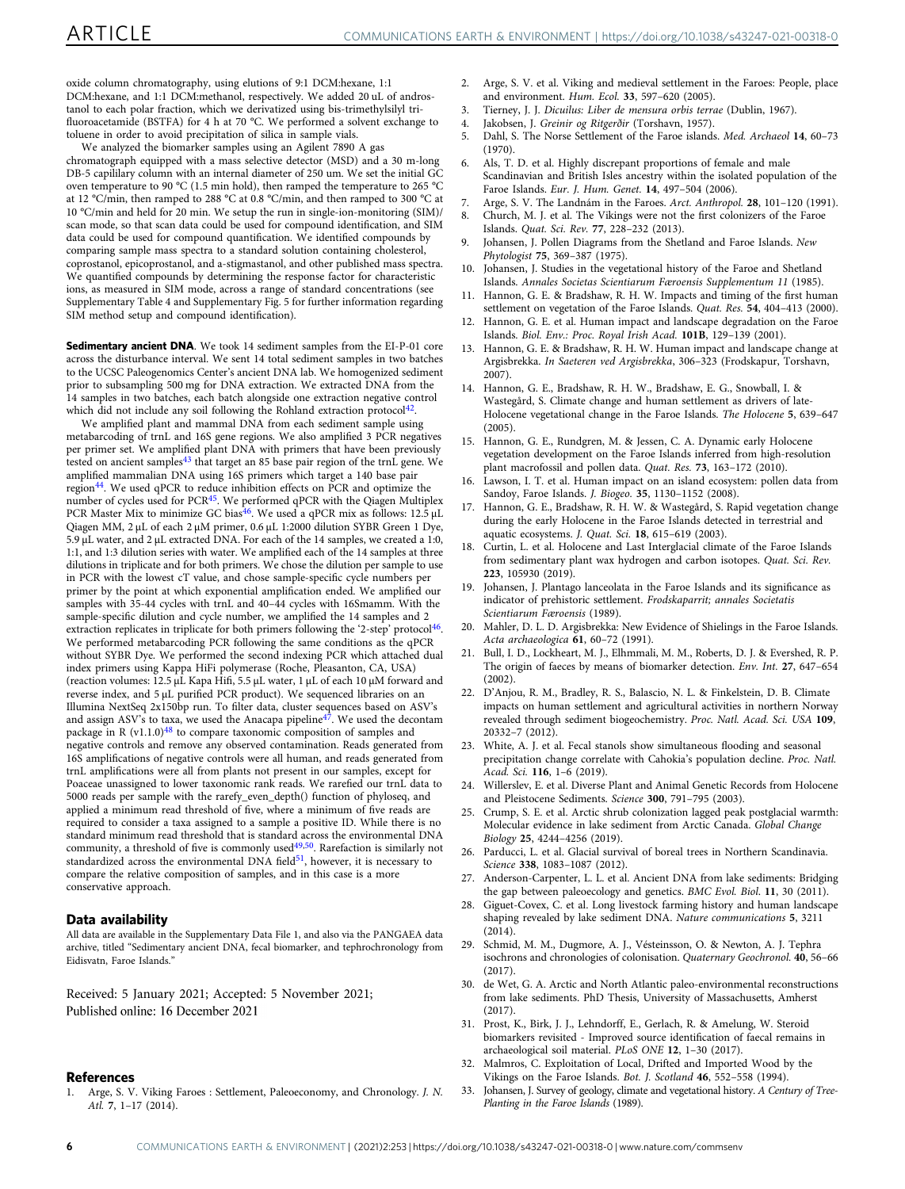oxide column chromatography, using elutions of 9:1 DCM:hexane, 1:1 DCM:hexane, and 1:1 DCM:methanol, respectively. We added 20 uL of androstanol to each polar fraction, which we derivatized using bis-trimethylsilyl trifluoroacetamide (BSTFA) for 4 h at 70 °C. We performed a solvent exchange to toluene in order to avoid precipitation of silica in sample vials.

We analyzed the biomarker samples using an Agilent 7890 A gas chromatograph equipped with a mass selective detector (MSD) and a 30 m-long DB-5 capililary column with an internal diameter of 250 um. We set the initial GC oven temperature to 90 °C (1.5 min hold), then ramped the temperature to 265 °C at 12 °C/min, then ramped to 288 °C at 0.8 °C/min, and then ramped to 300 °C at 10 °C/min and held for 20 min. We setup the run in single-ion-monitoring (SIM)/scan mode, so that scan data could be used for compound identification, and SIM data could be used for compound quantification. We identified compounds by comparing sample mass spectra to a standard solution containing cholesterol, coprostanol, epicoprostanol, and a-stigmastanol, and other published mass spectra. We quantified compounds by determining the response factor for characteristic ions, as measured in SIM mode, across a range of standard concentrations (see Supplementary Table 4 and Supplementary Fig. 5 for further information regarding SIM method setup and compound identification).

**Sedimentary ancient DNA**. We took 14 sediment samples from the EI-P-01 core across the disturbance interval. We sent 14 total sediment samples in two batches to the UCSC Paleogenomics Center's ancient DNA lab. We homogenized sediment prior to subsampling 500 mg for DNA extraction. We extracted DNA from the 14 samples in two batches, each batch alongside one extraction negative control which did not include any soil following the Rohland extraction protocol[42].

We amplified plant and mammal DNA from each sediment sample using metabarcoding of trnL and 16S gene regions. We also amplified 3 PCR negatives per primer set. We amplified plant DNA with primers that have been previously tested on ancient samples[43] that target an 85 base pair region of the trnL gene. We amplified mammalian DNA using 16S primers which target a 140 base pair region[44]. We used qPCR to reduce inhibition effects on PCR and optimize the number of cycles used for PCR[45]. We performed qPCR with the Qiagen Multiplex PCR Master Mix to minimize GC bias[46]. We used a qPCR mix as follows: 12.5 µL Qiagen MM, 2 µL of each 2 µM primer, 0.6 µL 1:2000 dilution SYBR Green 1 Dye, 5.9 µL water, and 2 µL extracted DNA. For each of the 14 samples, we created a 1:0, 1:1, and 1:3 dilution series with water. We amplified each of the 14 samples at three dilutions in triplicate and for both primers. We chose the dilution per sample to use in PCR with the lowest cT value, and chose sample-specific cycle numbers per primer by the point at which exponential amplification ended. We amplified our samples with 35-44 cycles with trnL and 40–44 cycles with 16Smamm. With the sample-specific dilution and cycle number, we amplified the 14 samples and 2 extraction replicates in triplicate for both primers following the '2-step' protocol[46]. We performed metabarcoding PCR following the same conditions as the qPCR without SYBR Dye. We performed the second indexing PCR which attached dual index primers using Kappa HiFi polymerase (Roche, Pleasanton, CA, USA) (reaction volumes: 12.5 µL Kapa Hifi, 5.5 µL water, 1 µL of each 10 µM forward and reverse index, and 5 µL purified PCR product). We sequenced libraries on an Illumina NextSeq 2x150bp run. To filter data, cluster sequences based on ASV's and assign ASV's to taxa, we used the Anacapa pipeline[47]. We used the decontam package in R (v1.1.0)[48] to compare taxonomic composition of samples and negative controls and remove any observed contamination. Reads generated from 16S amplifications of negative controls were all human, and reads generated from trnL amplifications were all from plants not present in our samples, except for Poaceae unassigned to lower taxonomic rank reads. We rarefied our trnL data to 5000 reads per sample with the rarefy_even_depth() function of phyloseq, and applied a minimum read threshold of five, where a minimum of five reads are required to consider a taxa assigned to a sample a positive ID. While there is no standard minimum read threshold that is standard across the environmental DNA community, a threshold of five is commonly used[49,50]. Rarefaction is similarly not standardized across the environmental DNA field[51], however, it is necessary to compare the relative composition of samples, and in this case is a more conservative approach.

## Data availability

All data are available in the Supplementary Data File 1, and also via the PANGAEA data archive, titled "Sedimentary ancient DNA, fecal biomarker, and tephrochronology from Eidisvatn, Faroe Islands."

Received: 5 January 2021; Accepted: 5 November 2021;
Published online: 16 December 2021

## References

1. Arge, S. V. Viking Faroes : Settlement, Paleoeconomy, and Chronology. *J. N. Atl.* **7**, 1–17 (2014).
2. Arge, S. V. et al. Viking and medieval settlement in the Faroes: People, place and environment. *Hum. Ecol.* **33**, 597–620 (2005).
3. Tierney, J. J. *Dicuilus: Liber de mensura orbis terrae* (Dublin, 1967).
4. Jakobsen, J. *Greinir og Ritgerðir* (Torshavn, 1957).
5. Dahl, S. The Norse Settlement of the Faroe islands. *Med. Archaeol* **14**, 60–73 (1970).
6. Als, T. D. et al. Highly discrepant proportions of female and male Scandinavian and British Isles ancestry within the isolated population of the Faroe Islands. *Eur. J. Hum. Genet.* **14**, 497–504 (2006).
7. Arge, S. V. The Landnám in the Faroes. *Arct. Anthropol.* **28**, 101–120 (1991).
8. Church, M. J. et al. The Vikings were not the first colonizers of the Faroe Islands. *Quat. Sci. Rev.* **77**, 228–232 (2013).
9. Johansen, J. Pollen Diagrams from the Shetland and Faroe Islands. *New Phytologist* **75**, 369–387 (1975).
10. Johansen, J. Studies in the vegetational history of the Faroe and Shetland Islands. *Annales Societas Scientiarum Færoensis Supplementum 11* (1985).
11. Hannon, G. E. & Bradshaw, R. H. W. Impacts and timing of the first human settlement on vegetation of the Faroe Islands. *Quat. Res.* **54**, 404–413 (2000).
12. Hannon, G. E. et al. Human impact and landscape degradation on the Faroe Islands. *Biol. Env.: Proc. Royal Irish Acad.* **101B**, 129–139 (2001).
13. Hannon, G. E. & Bradshaw, R. H. W. Human impact and landscape change at Argisbrekka. *In Saeteren ved Argisbrekka*, 306–323 (Frodskapur, Torshavn, 2007).
14. Hannon, G. E., Bradshaw, R. H. W., Bradshaw, E. G., Snowball, I. & Wastegård, S. Climate change and human settlement as drivers of late-Holocene vegetational change in the Faroe Islands. *The Holocene* **5**, 639–647 (2005).
15. Hannon, G. E., Rundgren, M. & Jessen, C. A. Dynamic early Holocene vegetation development on the Faroe Islands inferred from high-resolution plant macrofossil and pollen data. *Quat. Res.* **73**, 163–172 (2010).
16. Lawson, I. T. et al. Human impact on an island ecosystem: pollen data from Sandoy, Faroe Islands. *J. Biogeo.* **35**, 1130–1152 (2008).
17. Hannon, G. E., Bradshaw, R. H. W. & Wastegård, S. Rapid vegetation change during the early Holocene in the Faroe Islands detected in terrestrial and aquatic ecosystems. *J. Quat. Sci.* **18**, 615–619 (2003).
18. Curtin, L. et al. Holocene and Last Interglacial climate of the Faroe Islands from sedimentary plant wax hydrogen and carbon isotopes. *Quat. Sci. Rev.* **223**, 105930 (2019).
19. Johansen, J. Plantago lanceolata in the Faroe Islands and its significance as indicator of prehistoric settlement. *Frodskaparrit; annales Societatis Scientiarum Færoensis* (1989).
20. Mahler, D. L. D. Argisbrekka: New Evidence of Shielings in the Faroe Islands. *Acta archaeologica* **61**, 60–72 (1991).
21. Bull, I. D., Lockheart, M. J., Elhmmali, M. M., Roberts, D. J. & Evershed, R. P. The origin of faeces by means of biomarker detection. *Env. Int.* **27**, 647–654 (2002).
22. D'Anjou, R. M., Bradley, R. S., Balascio, N. L. & Finkelstein, D. B. Climate impacts on human settlement and agricultural activities in northern Norway revealed through sediment biogeochemistry. *Proc. Natl. Acad. Sci. USA* **109**, 20332–7 (2012).
23. White, A. J. et al. Fecal stanols show simultaneous flooding and seasonal precipitation change correlate with Cahokia's population decline. *Proc. Natl. Acad. Sci.* **116**, 1–6 (2019).
24. Willerslev, E. et al. Diverse Plant and Animal Genetic Records from Holocene and Pleistocene Sediments. *Science* **300**, 791–795 (2003).
25. Crump, S. E. et al. Arctic shrub colonization lagged peak postglacial warmth: Molecular evidence in lake sediment from Arctic Canada. *Global Change Biology* **25**, 4244–4256 (2019).
26. Parducci, L. et al. Glacial survival of boreal trees in Northern Scandinavia. *Science* **338**, 1083–1087 (2012).
27. Anderson-Carpenter, L. L. et al. Ancient DNA from lake sediments: Bridging the gap between paleoecology and genetics. *BMC Evol. Biol.* **11**, 30 (2011).
28. Giguet-Covex, C. et al. Long livestock farming history and human landscape shaping revealed by lake sediment DNA. *Nature communications* **5**, 3211 (2014).
29. Schmid, M. M., Dugmore, A. J., Vésteinsson, O. & Newton, A. J. Tephra isochrons and chronologies of colonisation. *Quaternary Geochronol.* **40**, 56–66 (2017).
30. de Wet, G. A. Arctic and North Atlantic paleo-environmental reconstructions from lake sediments. PhD Thesis, University of Massachusetts, Amherst (2017).
31. Prost, K., Birk, J. J., Lehndorff, E., Gerlach, R. & Amelung, W. Steroid biomarkers revisited - Improved source identification of faecal remains in archaeological soil material. *PLoS ONE* **12**, 1–30 (2017).
32. Malmros, C. Exploitation of Local, Drifted and Imported Wood by the Vikings on the Faroe Islands. *Bot. J. Scotland* **46**, 552–558 (1994).
33. Johansen, J. Survey of geology, climate and vegetational history. *A Century of Tree-Planting in the Faroe Islands* (1989).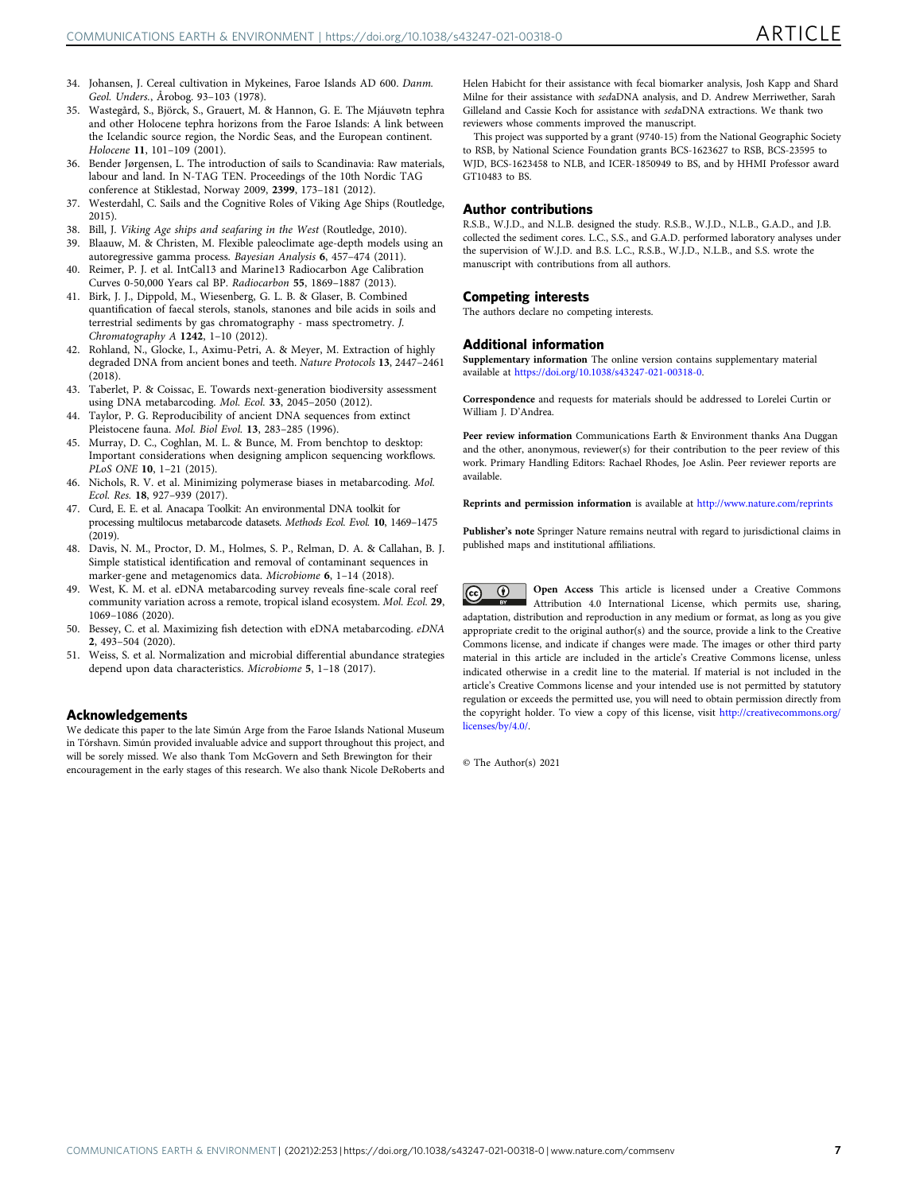34. Johansen, J. Cereal cultivation in Mykeines, Faroe Islands AD 600. *Danm. Geol. Unders.*, Årobog. 93–103 (1978).
35. Wastegård, S., Björck, S., Grauert, M. & Hannon, G. E. The Mjáuvøtn tephra and other Holocene tephra horizons from the Faroe Islands: A link between the Icelandic source region, the Nordic Seas, and the European continent. *Holocene* **11**, 101–109 (2001).
36. Bender Jørgensen, L. The introduction of sails to Scandinavia: Raw materials, labour and land. In N-TAG TEN. Proceedings of the 10th Nordic TAG conference at Stiklestad, Norway 2009, **2399**, 173–181 (2012).
37. Westerdahl, C. Sails and the Cognitive Roles of Viking Age Ships (Routledge, 2015).
38. Bill, J. *Viking Age ships and seafaring in the West* (Routledge, 2010).
39. Blaauw, M. & Christen, M. Flexible paleoclimate age-depth models using an autoregressive gamma process. *Bayesian Analysis* **6**, 457–474 (2011).
40. Reimer, P. J. et al. IntCal13 and Marine13 Radiocarbon Age Calibration Curves 0-50,000 Years cal BP. *Radiocarbon* **55**, 1869–1887 (2013).
41. Birk, J. J., Dippold, M., Wiesenberg, G. L. B. & Glaser, B. Combined quantification of faecal sterols, stanols, stanones and bile acids in soils and terrestrial sediments by gas chromatography - mass spectrometry. *J. Chromatography A* **1242**, 1–10 (2012).
42. Rohland, N., Glocke, I., Aximu-Petri, A. & Meyer, M. Extraction of highly degraded DNA from ancient bones and teeth. *Nature Protocols* **13**, 2447–2461 (2018).
43. Taberlet, P. & Coissac, E. Towards next-generation biodiversity assessment using DNA metabarcoding. *Mol. Ecol.* **33**, 2045–2050 (2012).
44. Taylor, P. G. Reproducibility of ancient DNA sequences from extinct Pleistocene fauna. *Mol. Biol Evol.* **13**, 283–285 (1996).
45. Murray, D. C., Coghlan, M. L. & Bunce, M. From benchtop to desktop: Important considerations when designing amplicon sequencing workflows. *PLoS ONE* **10**, 1–21 (2015).
46. Nichols, R. V. et al. Minimizing polymerase biases in metabarcoding. *Mol. Ecol. Res.* **18**, 927–939 (2017).
47. Curd, E. E. et al. Anacapa Toolkit: An environmental DNA toolkit for processing multilocus metabarcode datasets. *Methods Ecol. Evol.* **10**, 1469–1475 (2019).
48. Davis, N. M., Proctor, D. M., Holmes, S. P., Relman, D. A. & Callahan, B. J. Simple statistical identification and removal of contaminant sequences in marker-gene and metagenomics data. *Microbiome* **6**, 1–14 (2018).
49. West, K. M. et al. eDNA metabarcoding survey reveals fine-scale coral reef community variation across a remote, tropical island ecosystem. *Mol. Ecol.* **29**, 1069–1086 (2020).
50. Bessey, C. et al. Maximizing fish detection with eDNA metabarcoding. *eDNA* **2**, 493–504 (2020).
51. Weiss, S. et al. Normalization and microbial differential abundance strategies depend upon data characteristics. *Microbiome* **5**, 1–18 (2017).

## Acknowledgements

We dedicate this paper to the late Simún Arge from the Faroe Islands National Museum in Tórshavn. Simún provided invaluable advice and support throughout this project, and will be sorely missed. We also thank Tom McGovern and Seth Brewington for their encouragement in the early stages of this research. We also thank Nicole DeRoberts and Helen Habicht for their assistance with fecal biomarker analysis, Josh Kapp and Shard Milne for their assistance with *sed*aDNA analysis, and D. Andrew Merriwether, Sarah Gilleland and Cassie Koch for assistance with *sed*aDNA extractions. We thank two reviewers whose comments improved the manuscript.

This project was supported by a grant (9740-15) from the National Geographic Society to RSB, by National Science Foundation grants BCS-1623627 to RSB, BCS-23595 to WJD, BCS-1623458 to NLB, and ICER-1850949 to BS, and by HHMI Professor award GT10483 to BS.

## Author contributions

R.S.B., W.J.D., and N.L.B. designed the study. R.S.B., W.J.D., N.L.B., G.A.D., and J.B. collected the sediment cores. L.C., S.S., and G.A.D. performed laboratory analyses under the supervision of W.J.D. and B.S. L.C., R.S.B., W.J.D., N.L.B., and S.S. wrote the manuscript with contributions from all authors.

## Competing interests

The authors declare no competing interests.

## Additional information

**Supplementary information** The online version contains supplementary material available at https://doi.org/10.1038/s43247-021-00318-0.

**Correspondence** and requests for materials should be addressed to Lorelei Curtin or William J. D'Andrea.

**Peer review information** Communications Earth & Environment thanks Ana Duggan and the other, anonymous, reviewer(s) for their contribution to the peer review of this work. Primary Handling Editors: Rachael Rhodes, Joe Aslin. Peer reviewer reports are available.

**Reprints and permission information** is available at http://www.nature.com/reprints

**Publisher's note** Springer Nature remains neutral with regard to jurisdictional claims in published maps and institutional affiliations.

**Open Access** This article is licensed under a Creative Commons Attribution 4.0 International License, which permits use, sharing, adaptation, distribution and reproduction in any medium or format, as long as you give appropriate credit to the original author(s) and the source, provide a link to the Creative Commons license, and indicate if changes were made. The images or other third party material in this article are included in the article's Creative Commons license, unless indicated otherwise in a credit line to the material. If material is not included in the article's Creative Commons license and your intended use is not permitted by statutory regulation or exceeds the permitted use, you will need to obtain permission directly from the copyright holder. To view a copy of this license, visit http://creativecommons.org/licenses/by/4.0/.

© The Author(s) 2021